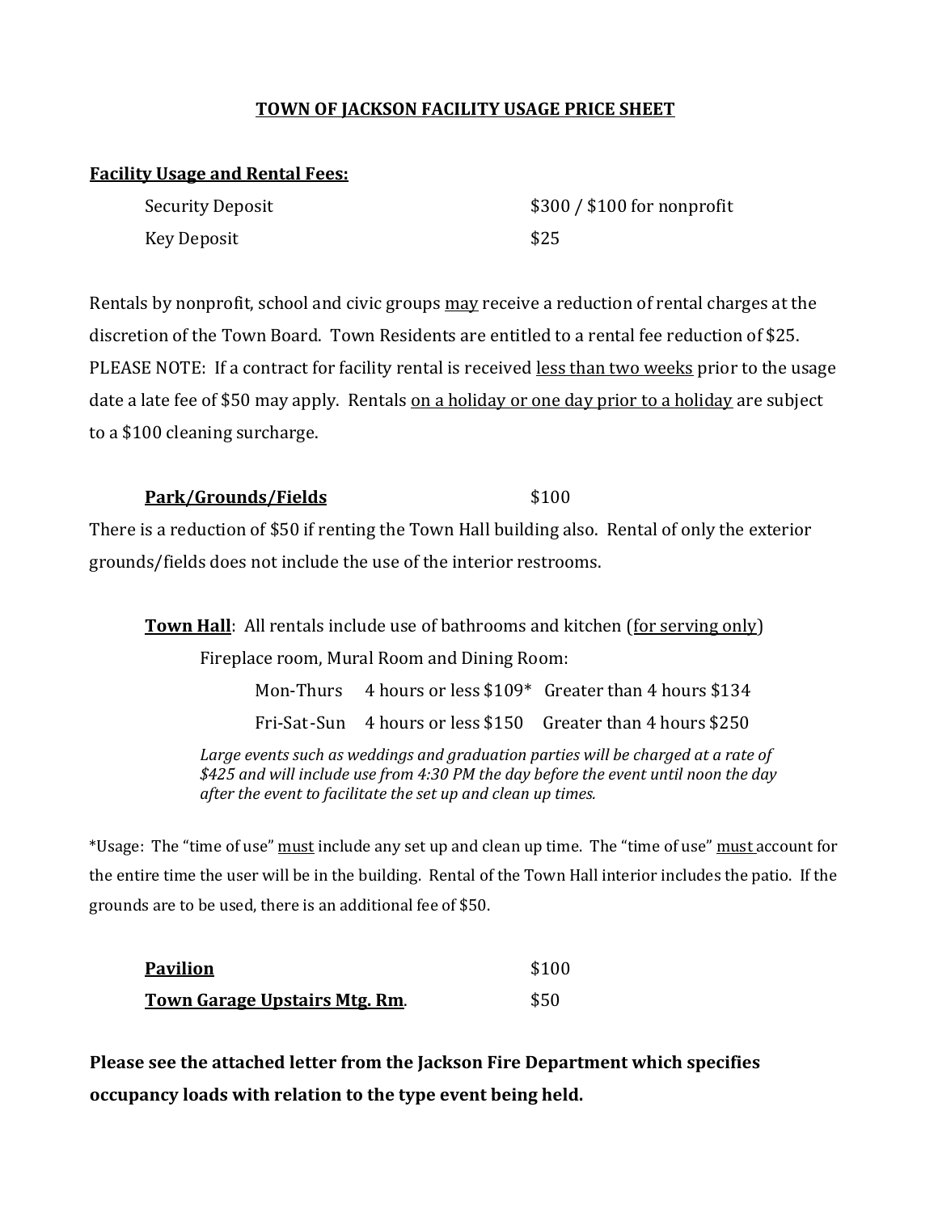# TOWN OF JACKSON FACILITY USAGE PRICE SHEET

**Facility Usage and Rental Fees:**

| | |
|---|---|
| Security Deposit | $300 / $100 for nonprofit |
| Key Deposit | $25 |

Rentals by nonprofit, school and civic groups may receive a reduction of rental charges at the discretion of the Town Board. Town Residents are entitled to a rental fee reduction of $25. PLEASE NOTE: If a contract for facility rental is received less than two weeks prior to the usage date a late fee of $50 may apply. Rentals on a holiday or one day prior to a holiday are subject to a $100 cleaning surcharge.

**Park/Grounds/Fields** $100

There is a reduction of $50 if renting the Town Hall building also. Rental of only the exterior grounds/fields does not include the use of the interior restrooms.

**Town Hall**: All rentals include use of bathrooms and kitchen (for serving only)

Fireplace room, Mural Room and Dining Room:

| | | |
|---|---|---|
| Mon-Thurs | 4 hours or less $109* | Greater than 4 hours $134 |
| Fri-Sat-Sun | 4 hours or less $150 | Greater than 4 hours $250 |

*Large events such as weddings and graduation parties will be charged at a rate of $425 and will include use from 4:30 PM the day before the event until noon the day after the event to facilitate the set up and clean up times.*

*Usage: The "time of use" must include any set up and clean up time. The "time of use" must account for the entire time the user will be in the building. Rental of the Town Hall interior includes the patio. If the grounds are to be used, there is an additional fee of $50.

| | |
|---|---|
| **Pavilion** | $100 |
| **Town Garage Upstairs Mtg. Rm.** | $50 |

**Please see the attached letter from the Jackson Fire Department which specifies occupancy loads with relation to the type event being held.**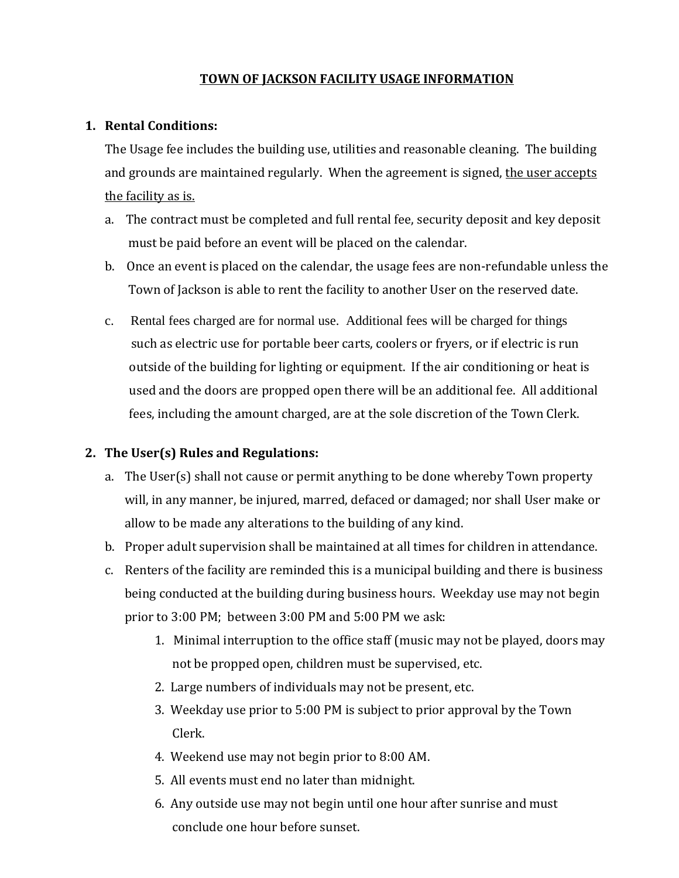# TOWN OF JACKSON FACILITY USAGE INFORMATION

1. **Rental Conditions:**

   The Usage fee includes the building use, utilities and reasonable cleaning. The building and grounds are maintained regularly. When the agreement is signed, <u>the user accepts the facility as is.</u>

   a. The contract must be completed and full rental fee, security deposit and key deposit must be paid before an event will be placed on the calendar.

   b. Once an event is placed on the calendar, the usage fees are non-refundable unless the Town of Jackson is able to rent the facility to another User on the reserved date.

   c. Rental fees charged are for normal use. Additional fees will be charged for things such as electric use for portable beer carts, coolers or fryers, or if electric is run outside of the building for lighting or equipment. If the air conditioning or heat is used and the doors are propped open there will be an additional fee. All additional fees, including the amount charged, are at the sole discretion of the Town Clerk.

2. **The User(s) Rules and Regulations:**

   a. The User(s) shall not cause or permit anything to be done whereby Town property will, in any manner, be injured, marred, defaced or damaged; nor shall User make or allow to be made any alterations to the building of any kind.

   b. Proper adult supervision shall be maintained at all times for children in attendance.

   c. Renters of the facility are reminded this is a municipal building and there is business being conducted at the building during business hours. Weekday use may not begin prior to 3:00 PM; between 3:00 PM and 5:00 PM we ask:

      1. Minimal interruption to the office staff (music may not be played, doors may not be propped open, children must be supervised, etc.
      2. Large numbers of individuals may not be present, etc.
      3. Weekday use prior to 5:00 PM is subject to prior approval by the Town Clerk.
      4. Weekend use may not begin prior to 8:00 AM.
      5. All events must end no later than midnight.
      6. Any outside use may not begin until one hour after sunrise and must conclude one hour before sunset.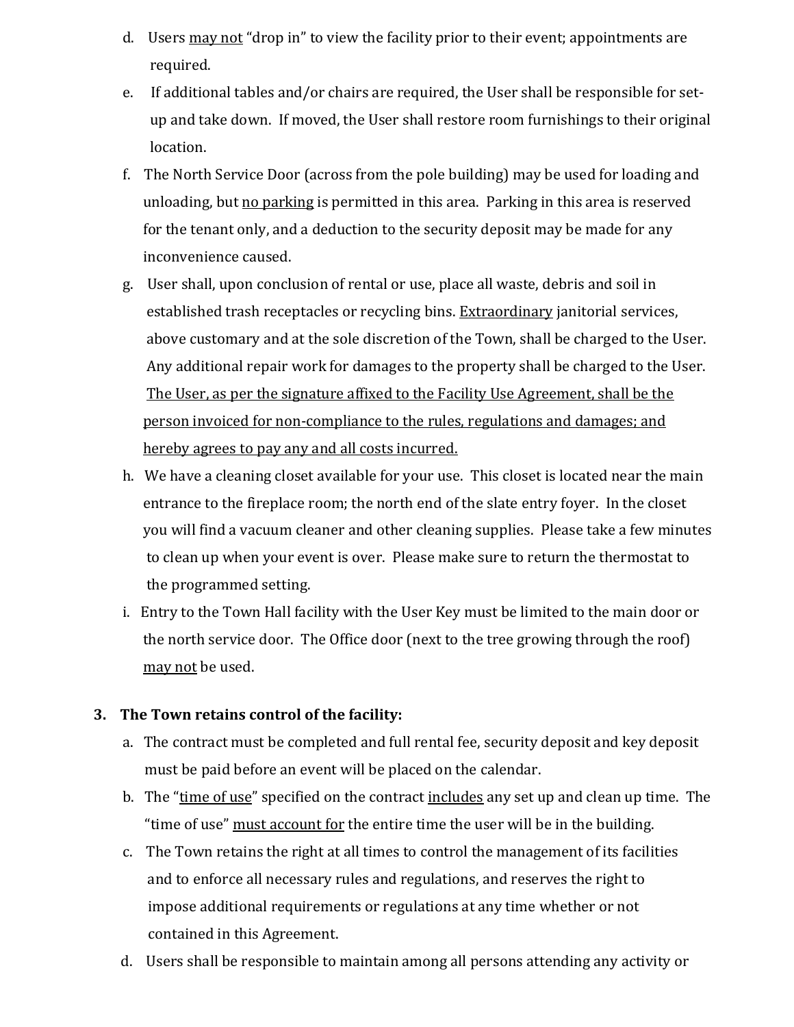d. Users <u>may not</u> "drop in" to view the facility prior to their event; appointments are required.

e. If additional tables and/or chairs are required, the User shall be responsible for set-up and take down. If moved, the User shall restore room furnishings to their original location.

f. The North Service Door (across from the pole building) may be used for loading and unloading, but <u>no parking</u> is permitted in this area. Parking in this area is reserved for the tenant only, and a deduction to the security deposit may be made for any inconvenience caused.

g. User shall, upon conclusion of rental or use, place all waste, debris and soil in established trash receptacles or recycling bins. <u>Extraordinary</u> janitorial services, above customary and at the sole discretion of the Town, shall be charged to the User. Any additional repair work for damages to the property shall be charged to the User. <u>The User, as per the signature affixed to the Facility Use Agreement, shall be the person invoiced for non-compliance to the rules, regulations and damages; and hereby agrees to pay any and all costs incurred.</u>

h. We have a cleaning closet available for your use. This closet is located near the main entrance to the fireplace room; the north end of the slate entry foyer. In the closet you will find a vacuum cleaner and other cleaning supplies. Please take a few minutes to clean up when your event is over. Please make sure to return the thermostat to the programmed setting.

i. Entry to the Town Hall facility with the User Key must be limited to the main door or the north service door. The Office door (next to the tree growing through the roof) <u>may not</u> be used.

**3. The Town retains control of the facility:**

a. The contract must be completed and full rental fee, security deposit and key deposit must be paid before an event will be placed on the calendar.

b. The "<u>time of use</u>" specified on the contract <u>includes</u> any set up and clean up time. The "time of use" <u>must account for</u> the entire time the user will be in the building.

c. The Town retains the right at all times to control the management of its facilities and to enforce all necessary rules and regulations, and reserves the right to impose additional requirements or regulations at any time whether or not contained in this Agreement.

d. Users shall be responsible to maintain among all persons attending any activity or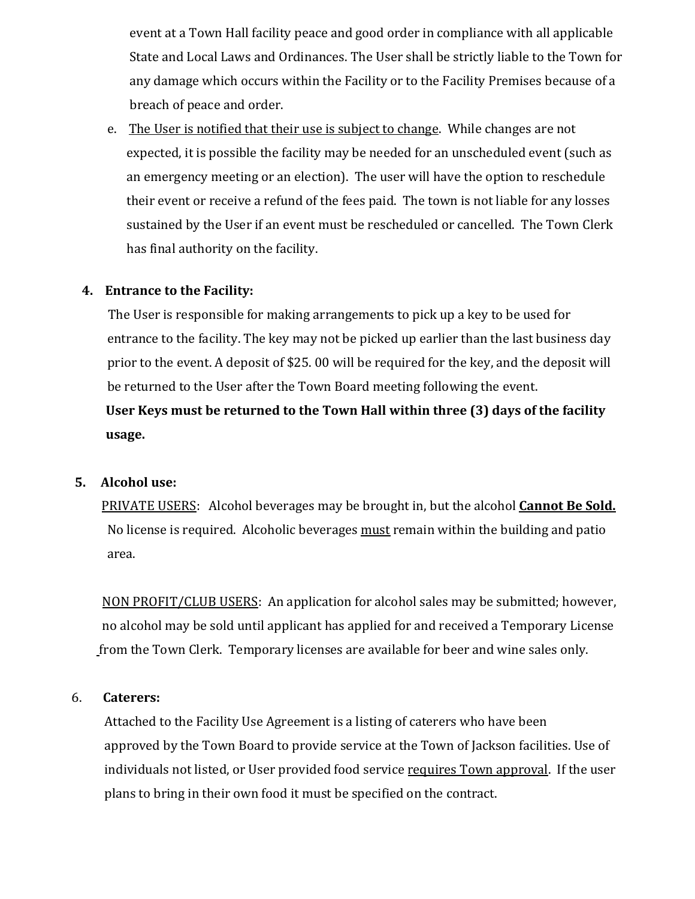event at a Town Hall facility peace and good order in compliance with all applicable State and Local Laws and Ordinances. The User shall be strictly liable to the Town for any damage which occurs within the Facility or to the Facility Premises because of a breach of peace and order.

e. The User is notified that their use is subject to change. While changes are not expected, it is possible the facility may be needed for an unscheduled event (such as an emergency meeting or an election). The user will have the option to reschedule their event or receive a refund of the fees paid. The town is not liable for any losses sustained by the User if an event must be rescheduled or cancelled. The Town Clerk has final authority on the facility.

**4. Entrance to the Facility:**

The User is responsible for making arrangements to pick up a key to be used for entrance to the facility. The key may not be picked up earlier than the last business day prior to the event. A deposit of $25. 00 will be required for the key, and the deposit will be returned to the User after the Town Board meeting following the event.

**User Keys must be returned to the Town Hall within three (3) days of the facility usage.**

**5. Alcohol use:**

PRIVATE USERS: Alcohol beverages may be brought in, but the alcohol **Cannot Be Sold.** No license is required. Alcoholic beverages must remain within the building and patio area.

NON PROFIT/CLUB USERS: An application for alcohol sales may be submitted; however, no alcohol may be sold until applicant has applied for and received a Temporary License from the Town Clerk. Temporary licenses are available for beer and wine sales only.

6. **Caterers:**

Attached to the Facility Use Agreement is a listing of caterers who have been approved by the Town Board to provide service at the Town of Jackson facilities. Use of individuals not listed, or User provided food service requires Town approval. If the user plans to bring in their own food it must be specified on the contract.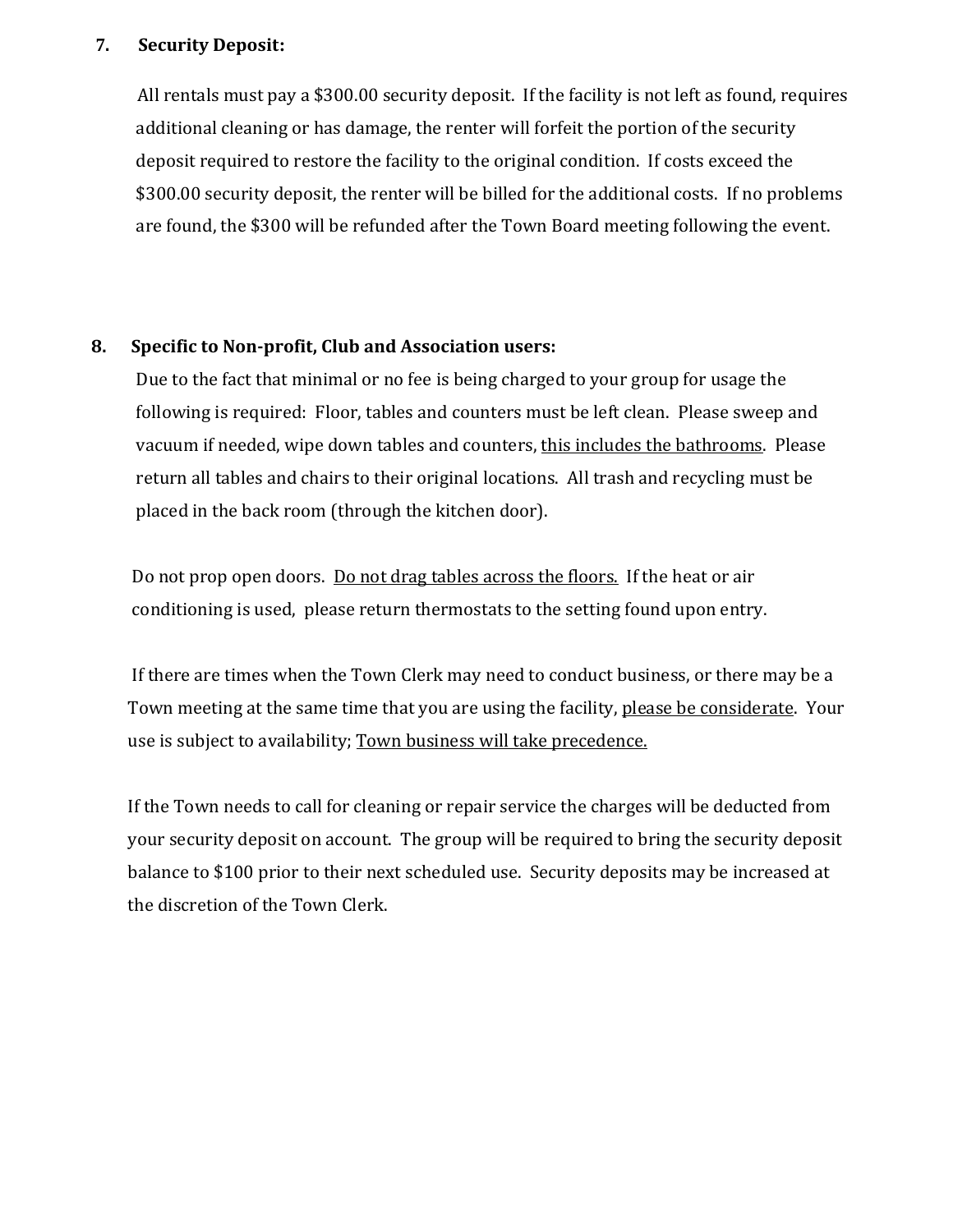**7. Security Deposit:**

All rentals must pay a $300.00 security deposit. If the facility is not left as found, requires additional cleaning or has damage, the renter will forfeit the portion of the security deposit required to restore the facility to the original condition. If costs exceed the $300.00 security deposit, the renter will be billed for the additional costs. If no problems are found, the $300 will be refunded after the Town Board meeting following the event.

**8. Specific to Non-profit, Club and Association users:**

Due to the fact that minimal or no fee is being charged to your group for usage the following is required: Floor, tables and counters must be left clean. Please sweep and vacuum if needed, wipe down tables and counters, <u>this includes the bathrooms</u>. Please return all tables and chairs to their original locations. All trash and recycling must be placed in the back room (through the kitchen door).

Do not prop open doors. <u>Do not drag tables across the floors.</u> If the heat or air conditioning is used, please return thermostats to the setting found upon entry.

If there are times when the Town Clerk may need to conduct business, or there may be a Town meeting at the same time that you are using the facility, <u>please be considerate</u>. Your use is subject to availability; <u>Town business will take precedence.</u>

If the Town needs to call for cleaning or repair service the charges will be deducted from your security deposit on account. The group will be required to bring the security deposit balance to $100 prior to their next scheduled use. Security deposits may be increased at the discretion of the Town Clerk.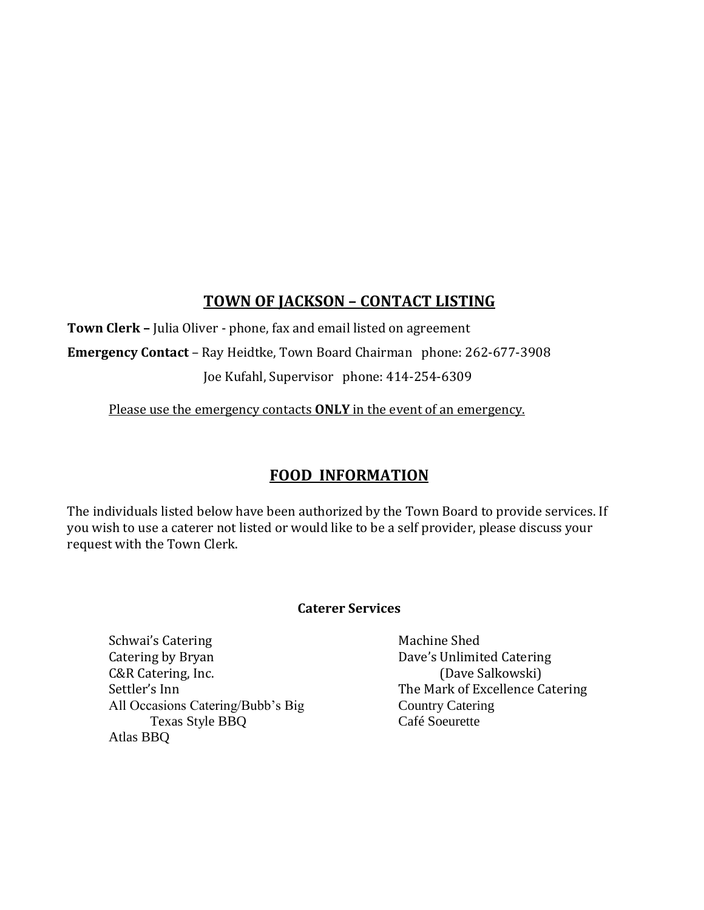## TOWN OF JACKSON – CONTACT LISTING

**Town Clerk –** Julia Oliver - phone, fax and email listed on agreement

**Emergency Contact** – Ray Heidtke, Town Board Chairman phone: 262-677-3908

Joe Kufahl, Supervisor phone: 414-254-6309

Please use the emergency contacts **ONLY** in the event of an emergency.

## FOOD INFORMATION

The individuals listed below have been authorized by the Town Board to provide services. If you wish to use a caterer not listed or would like to be a self provider, please discuss your request with the Town Clerk.

### Caterer Services

Schwai's Catering
Catering by Bryan
C&R Catering, Inc.
Settler's Inn
All Occasions Catering/Bubb's Big Texas Style BBQ
Atlas BBQ
Machine Shed
Dave's Unlimited Catering (Dave Salkowski)
The Mark of Excellence Catering
Country Catering
Café Soeurette